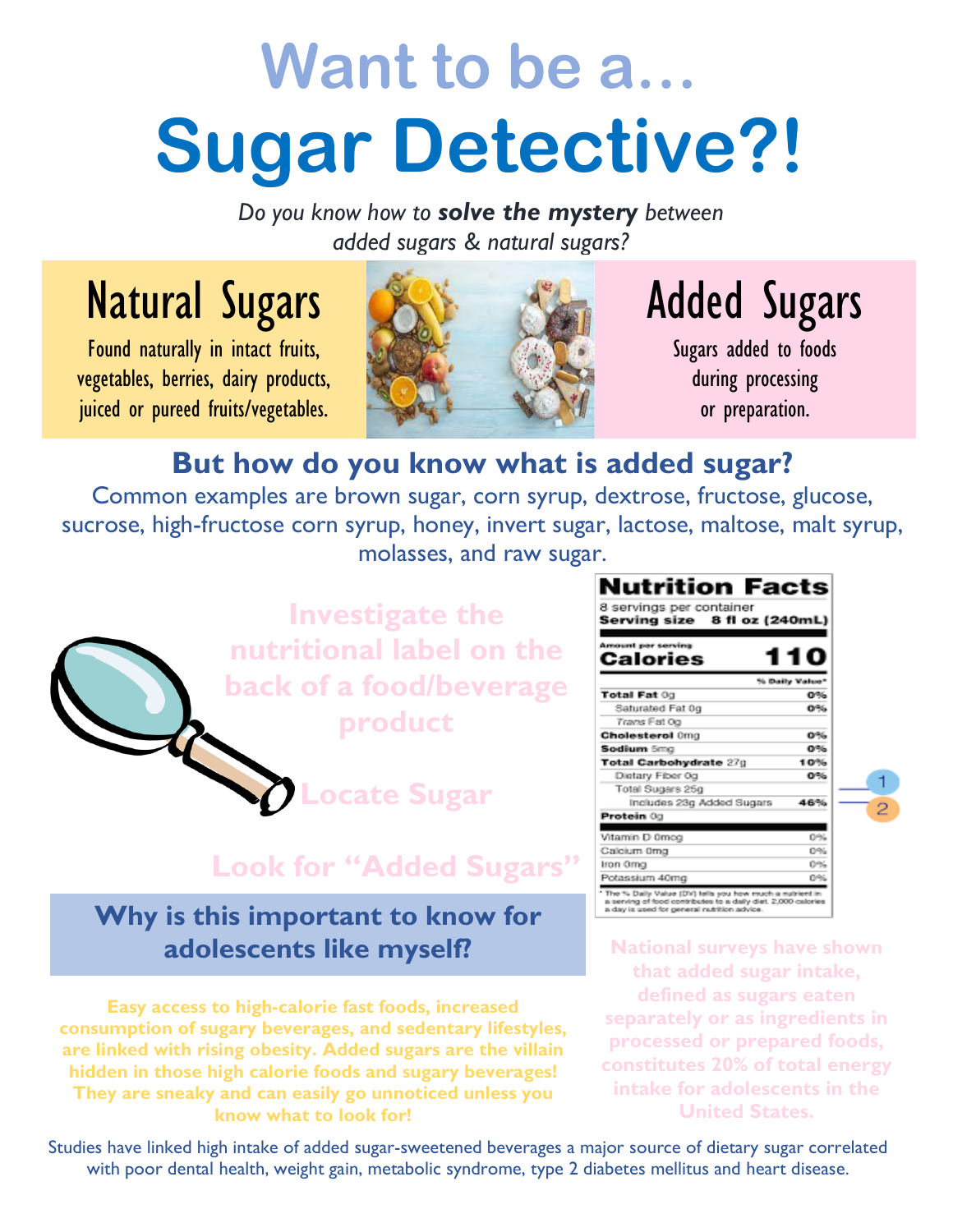# Want to be a…

# Sugar Detective?!

*Do you know how to **solve the mystery** between added sugars & natural sugars?*

## Natural Sugars

Found naturally in intact fruits, vegetables, berries, dairy products, juiced or pureed fruits/vegetables.

## Added Sugars

Sugars added to foods during processing or preparation.

## But how do you know what is added sugar?

Common examples are brown sugar, corn syrup, dextrose, fructose, glucose, sucrose, high-fructose corn syrup, honey, invert sugar, lactose, maltose, malt syrup, molasses, and raw sugar.

**Investigate the nutritional label on the back of a food/beverage product**

**1. Locate Sugar**

**2. Look for "Added Sugars"**

**Nutrition Facts**

8 servings per container
**Serving size 8 fl oz (240mL)**

Amount per serving
**Calories 110**

| | % Daily Value* |
|---|---|
| **Total Fat** 0g | 0% |
| Saturated Fat 0g | 0% |
| *Trans* Fat 0g | |
| **Cholesterol** 0mg | 0% |
| **Sodium** 5mg | 0% |
| **Total Carbohydrate** 27g | 10% |
| Dietary Fiber 0g | 0% |
| Total Sugars 25g | |
| Includes 23g Added Sugars | 46% |
| **Protein** 0g | |
| Vitamin D 0mcg | 0% |
| Calcium 0mg | 0% |
| Iron 0mg | 0% |
| Potassium 40mg | 0% |

* The % Daily Value (DV) tells you how much a nutrient in a serving of food contributes to a daily diet. 2,000 calories a day is used for general nutrition advice.

## Why is this important to know for adolescents like myself?

**Easy access to high-calorie fast foods, increased consumption of sugary beverages, and sedentary lifestyles, are linked with rising obesity. Added sugars are the villain hidden in those high calorie foods and sugary beverages! They are sneaky and can easily go unnoticed unless you know what to look for!**

**National surveys have shown that added sugar intake, defined as sugars eaten separately or as ingredients in processed or prepared foods, constitutes 20% of total energy intake for adolescents in the United States.**

Studies have linked high intake of added sugar-sweetened beverages a major source of dietary sugar correlated with poor dental health, weight gain, metabolic syndrome, type 2 diabetes mellitus and heart disease.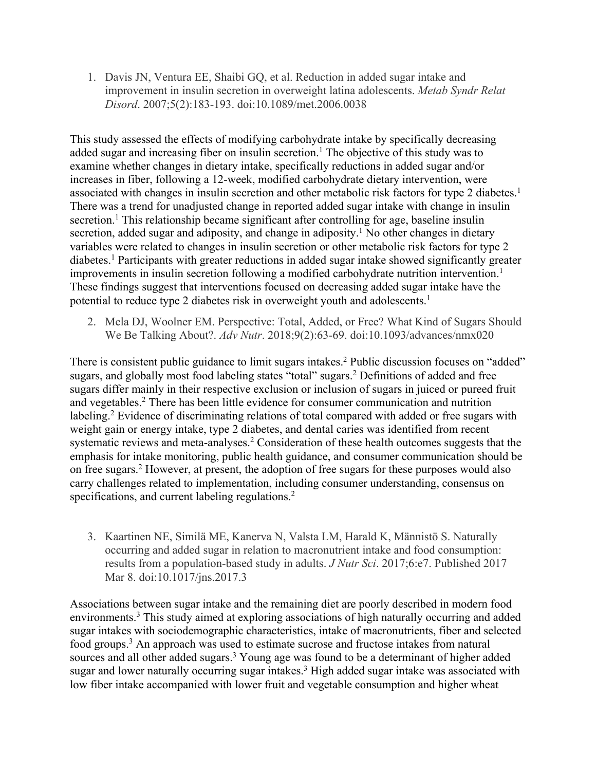1. Davis JN, Ventura EE, Shaibi GQ, et al. Reduction in added sugar intake and improvement in insulin secretion in overweight latina adolescents. *Metab Syndr Relat Disord*. 2007;5(2):183-193. doi:10.1089/met.2006.0038

This study assessed the effects of modifying carbohydrate intake by specifically decreasing added sugar and increasing fiber on insulin secretion.[1] The objective of this study was to examine whether changes in dietary intake, specifically reductions in added sugar and/or increases in fiber, following a 12-week, modified carbohydrate dietary intervention, were associated with changes in insulin secretion and other metabolic risk factors for type 2 diabetes.[1] There was a trend for unadjusted change in reported added sugar intake with change in insulin secretion.[1] This relationship became significant after controlling for age, baseline insulin secretion, added sugar and adiposity, and change in adiposity.[1] No other changes in dietary variables were related to changes in insulin secretion or other metabolic risk factors for type 2 diabetes.[1] Participants with greater reductions in added sugar intake showed significantly greater improvements in insulin secretion following a modified carbohydrate nutrition intervention.[1] These findings suggest that interventions focused on decreasing added sugar intake have the potential to reduce type 2 diabetes risk in overweight youth and adolescents.[1]

2. Mela DJ, Woolner EM. Perspective: Total, Added, or Free? What Kind of Sugars Should We Be Talking About?. *Adv Nutr*. 2018;9(2):63-69. doi:10.1093/advances/nmx020

There is consistent public guidance to limit sugars intakes.[2] Public discussion focuses on "added" sugars, and globally most food labeling states "total" sugars.[2] Definitions of added and free sugars differ mainly in their respective exclusion or inclusion of sugars in juiced or pureed fruit and vegetables.[2] There has been little evidence for consumer communication and nutrition labeling.[2] Evidence of discriminating relations of total compared with added or free sugars with weight gain or energy intake, type 2 diabetes, and dental caries was identified from recent systematic reviews and meta-analyses.[2] Consideration of these health outcomes suggests that the emphasis for intake monitoring, public health guidance, and consumer communication should be on free sugars.[2] However, at present, the adoption of free sugars for these purposes would also carry challenges related to implementation, including consumer understanding, consensus on specifications, and current labeling regulations.[2]

3. Kaartinen NE, Similä ME, Kanerva N, Valsta LM, Harald K, Männistö S. Naturally occurring and added sugar in relation to macronutrient intake and food consumption: results from a population-based study in adults. *J Nutr Sci*. 2017;6:e7. Published 2017 Mar 8. doi:10.1017/jns.2017.3

Associations between sugar intake and the remaining diet are poorly described in modern food environments.[3] This study aimed at exploring associations of high naturally occurring and added sugar intakes with sociodemographic characteristics, intake of macronutrients, fiber and selected food groups.[3] An approach was used to estimate sucrose and fructose intakes from natural sources and all other added sugars.[3] Young age was found to be a determinant of higher added sugar and lower naturally occurring sugar intakes.[3] High added sugar intake was associated with low fiber intake accompanied with lower fruit and vegetable consumption and higher wheat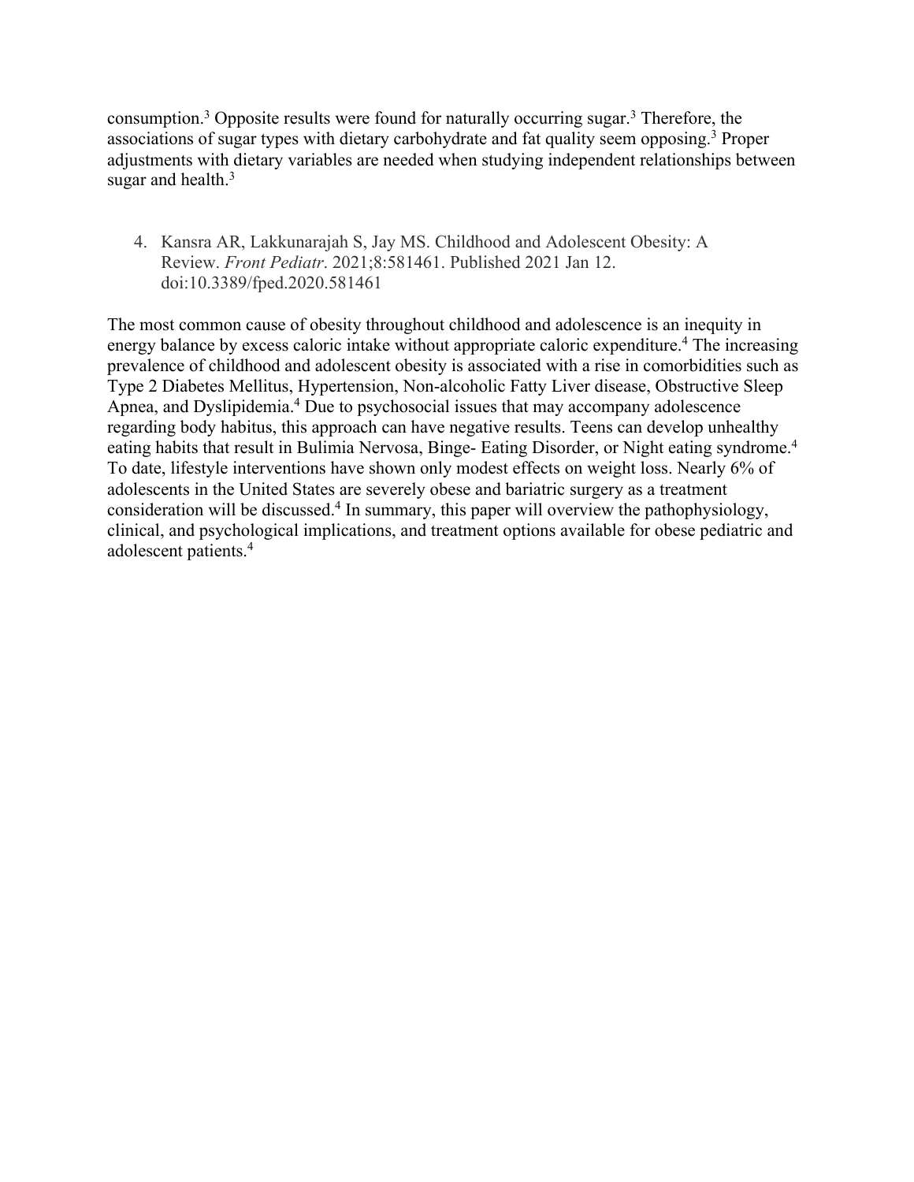consumption.[3] Opposite results were found for naturally occurring sugar.[3] Therefore, the associations of sugar types with dietary carbohydrate and fat quality seem opposing.[3] Proper adjustments with dietary variables are needed when studying independent relationships between sugar and health.[3]

4. Kansra AR, Lakkunarajah S, Jay MS. Childhood and Adolescent Obesity: A Review. *Front Pediatr*. 2021;8:581461. Published 2021 Jan 12. doi:10.3389/fped.2020.581461

The most common cause of obesity throughout childhood and adolescence is an inequity in energy balance by excess caloric intake without appropriate caloric expenditure.[4] The increasing prevalence of childhood and adolescent obesity is associated with a rise in comorbidities such as Type 2 Diabetes Mellitus, Hypertension, Non-alcoholic Fatty Liver disease, Obstructive Sleep Apnea, and Dyslipidemia.[4] Due to psychosocial issues that may accompany adolescence regarding body habitus, this approach can have negative results. Teens can develop unhealthy eating habits that result in Bulimia Nervosa, Binge- Eating Disorder, or Night eating syndrome.[4] To date, lifestyle interventions have shown only modest effects on weight loss. Nearly 6% of adolescents in the United States are severely obese and bariatric surgery as a treatment consideration will be discussed.[4] In summary, this paper will overview the pathophysiology, clinical, and psychological implications, and treatment options available for obese pediatric and adolescent patients.[4]